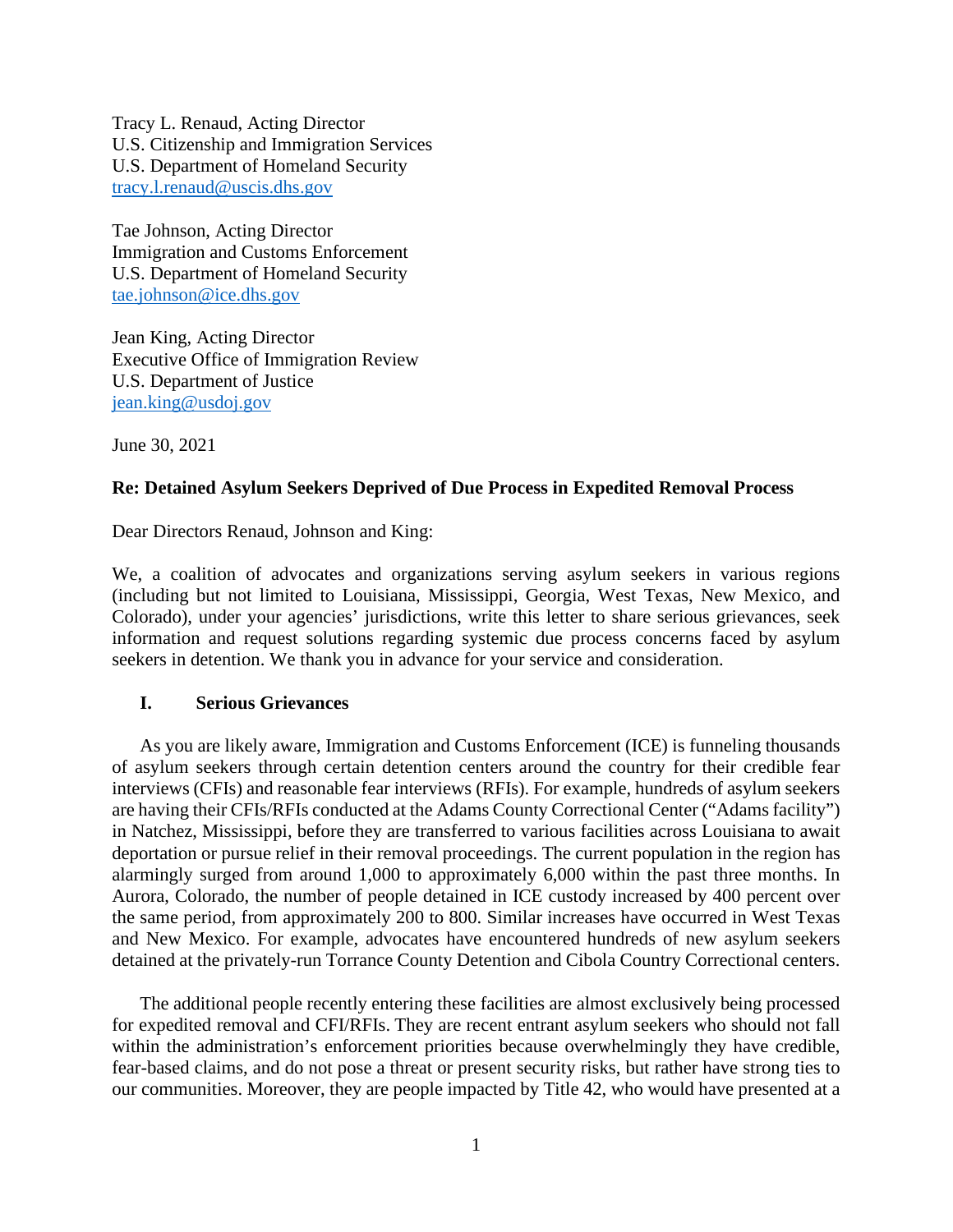Tracy L. Renaud, Acting Director
U.S. Citizenship and Immigration Services
U.S. Department of Homeland Security
[tracy.l.renaud@uscis.dhs.gov](mailto:tracy.l.renaud@uscis.dhs.gov)

Tae Johnson, Acting Director
Immigration and Customs Enforcement
U.S. Department of Homeland Security
[tae.johnson@ice.dhs.gov](mailto:tae.johnson@ice.dhs.gov)

Jean King, Acting Director
Executive Office of Immigration Review
U.S. Department of Justice
[jean.king@usdoj.gov](mailto:jean.king@usdoj.gov)

June 30, 2021

**Re: Detained Asylum Seekers Deprived of Due Process in Expedited Removal Process**

Dear Directors Renaud, Johnson and King:

We, a coalition of advocates and organizations serving asylum seekers in various regions (including but not limited to Louisiana, Mississippi, Georgia, West Texas, New Mexico, and Colorado), under your agencies' jurisdictions, write this letter to share serious grievances, seek information and request solutions regarding systemic due process concerns faced by asylum seekers in detention. We thank you in advance for your service and consideration.

## I. Serious Grievances

As you are likely aware, Immigration and Customs Enforcement (ICE) is funneling thousands of asylum seekers through certain detention centers around the country for their credible fear interviews (CFIs) and reasonable fear interviews (RFIs). For example, hundreds of asylum seekers are having their CFIs/RFIs conducted at the Adams County Correctional Center ("Adams facility") in Natchez, Mississippi, before they are transferred to various facilities across Louisiana to await deportation or pursue relief in their removal proceedings. The current population in the region has alarmingly surged from around 1,000 to approximately 6,000 within the past three months. In Aurora, Colorado, the number of people detained in ICE custody increased by 400 percent over the same period, from approximately 200 to 800. Similar increases have occurred in West Texas and New Mexico. For example, advocates have encountered hundreds of new asylum seekers detained at the privately-run Torrance County Detention and Cibola Country Correctional centers.

The additional people recently entering these facilities are almost exclusively being processed for expedited removal and CFI/RFIs. They are recent entrant asylum seekers who should not fall within the administration's enforcement priorities because overwhelmingly they have credible, fear-based claims, and do not pose a threat or present security risks, but rather have strong ties to our communities. Moreover, they are people impacted by Title 42, who would have presented at a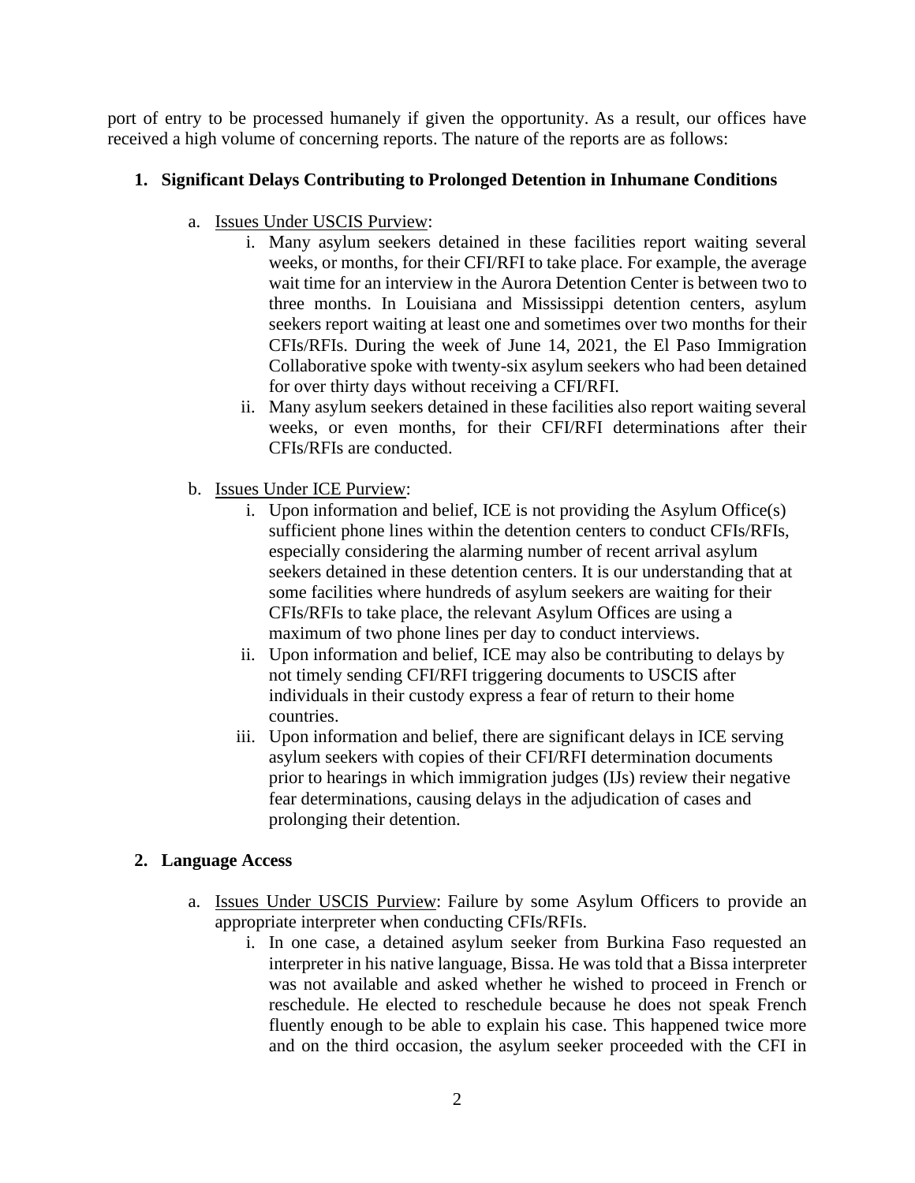port of entry to be processed humanely if given the opportunity. As a result, our offices have received a high volume of concerning reports. The nature of the reports are as follows:

1. **Significant Delays Contributing to Prolonged Detention in Inhumane Conditions**

   a. <u>Issues Under USCIS Purview</u>:

      i. Many asylum seekers detained in these facilities report waiting several weeks, or months, for their CFI/RFI to take place. For example, the average wait time for an interview in the Aurora Detention Center is between two to three months. In Louisiana and Mississippi detention centers, asylum seekers report waiting at least one and sometimes over two months for their CFIs/RFIs. During the week of June 14, 2021, the El Paso Immigration Collaborative spoke with twenty-six asylum seekers who had been detained for over thirty days without receiving a CFI/RFI.

      ii. Many asylum seekers detained in these facilities also report waiting several weeks, or even months, for their CFI/RFI determinations after their CFIs/RFIs are conducted.

   b. <u>Issues Under ICE Purview</u>:

      i. Upon information and belief, ICE is not providing the Asylum Office(s) sufficient phone lines within the detention centers to conduct CFIs/RFIs, especially considering the alarming number of recent arrival asylum seekers detained in these detention centers. It is our understanding that at some facilities where hundreds of asylum seekers are waiting for their CFIs/RFIs to take place, the relevant Asylum Offices are using a maximum of two phone lines per day to conduct interviews.

      ii. Upon information and belief, ICE may also be contributing to delays by not timely sending CFI/RFI triggering documents to USCIS after individuals in their custody express a fear of return to their home countries.

      iii. Upon information and belief, there are significant delays in ICE serving asylum seekers with copies of their CFI/RFI determination documents prior to hearings in which immigration judges (IJs) review their negative fear determinations, causing delays in the adjudication of cases and prolonging their detention.

2. **Language Access**

   a. <u>Issues Under USCIS Purview</u>: Failure by some Asylum Officers to provide an appropriate interpreter when conducting CFIs/RFIs.

      i. In one case, a detained asylum seeker from Burkina Faso requested an interpreter in his native language, Bissa. He was told that a Bissa interpreter was not available and asked whether he wished to proceed in French or reschedule. He elected to reschedule because he does not speak French fluently enough to be able to explain his case. This happened twice more and on the third occasion, the asylum seeker proceeded with the CFI in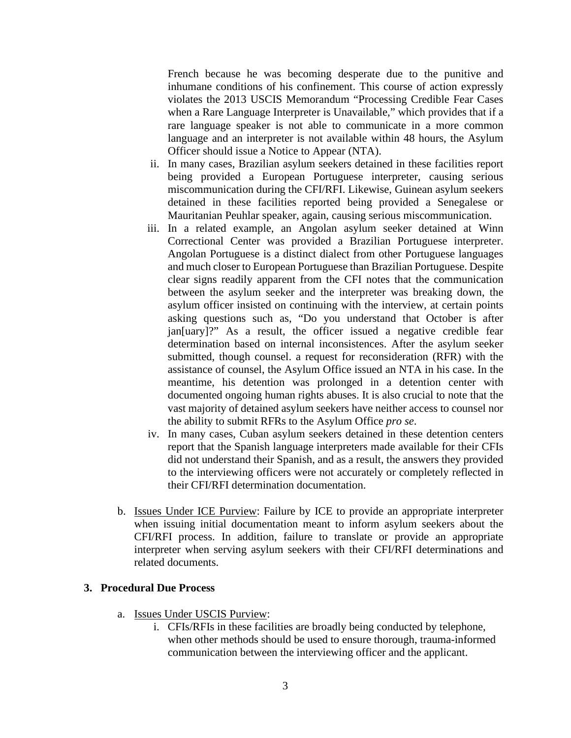French because he was becoming desperate due to the punitive and inhumane conditions of his confinement. This course of action expressly violates the 2013 USCIS Memorandum "Processing Credible Fear Cases when a Rare Language Interpreter is Unavailable," which provides that if a rare language speaker is not able to communicate in a more common language and an interpreter is not available within 48 hours, the Asylum Officer should issue a Notice to Appear (NTA).

ii. In many cases, Brazilian asylum seekers detained in these facilities report being provided a European Portuguese interpreter, causing serious miscommunication during the CFI/RFI. Likewise, Guinean asylum seekers detained in these facilities reported being provided a Senegalese or Mauritanian Peuhlar speaker, again, causing serious miscommunication.

iii. In a related example, an Angolan asylum seeker detained at Winn Correctional Center was provided a Brazilian Portuguese interpreter. Angolan Portuguese is a distinct dialect from other Portuguese languages and much closer to European Portuguese than Brazilian Portuguese. Despite clear signs readily apparent from the CFI notes that the communication between the asylum seeker and the interpreter was breaking down, the asylum officer insisted on continuing with the interview, at certain points asking questions such as, "Do you understand that October is after jan[uary]?" As a result, the officer issued a negative credible fear determination based on internal inconsistences. After the asylum seeker submitted, though counsel. a request for reconsideration (RFR) with the assistance of counsel, the Asylum Office issued an NTA in his case. In the meantime, his detention was prolonged in a detention center with documented ongoing human rights abuses. It is also crucial to note that the vast majority of detained asylum seekers have neither access to counsel nor the ability to submit RFRs to the Asylum Office *pro se*.

iv. In many cases, Cuban asylum seekers detained in these detention centers report that the Spanish language interpreters made available for their CFIs did not understand their Spanish, and as a result, the answers they provided to the interviewing officers were not accurately or completely reflected in their CFI/RFI determination documentation.

b. Issues Under ICE Purview: Failure by ICE to provide an appropriate interpreter when issuing initial documentation meant to inform asylum seekers about the CFI/RFI process. In addition, failure to translate or provide an appropriate interpreter when serving asylum seekers with their CFI/RFI determinations and related documents.

**3. Procedural Due Process**

a. Issues Under USCIS Purview:

i. CFIs/RFIs in these facilities are broadly being conducted by telephone, when other methods should be used to ensure thorough, trauma-informed communication between the interviewing officer and the applicant.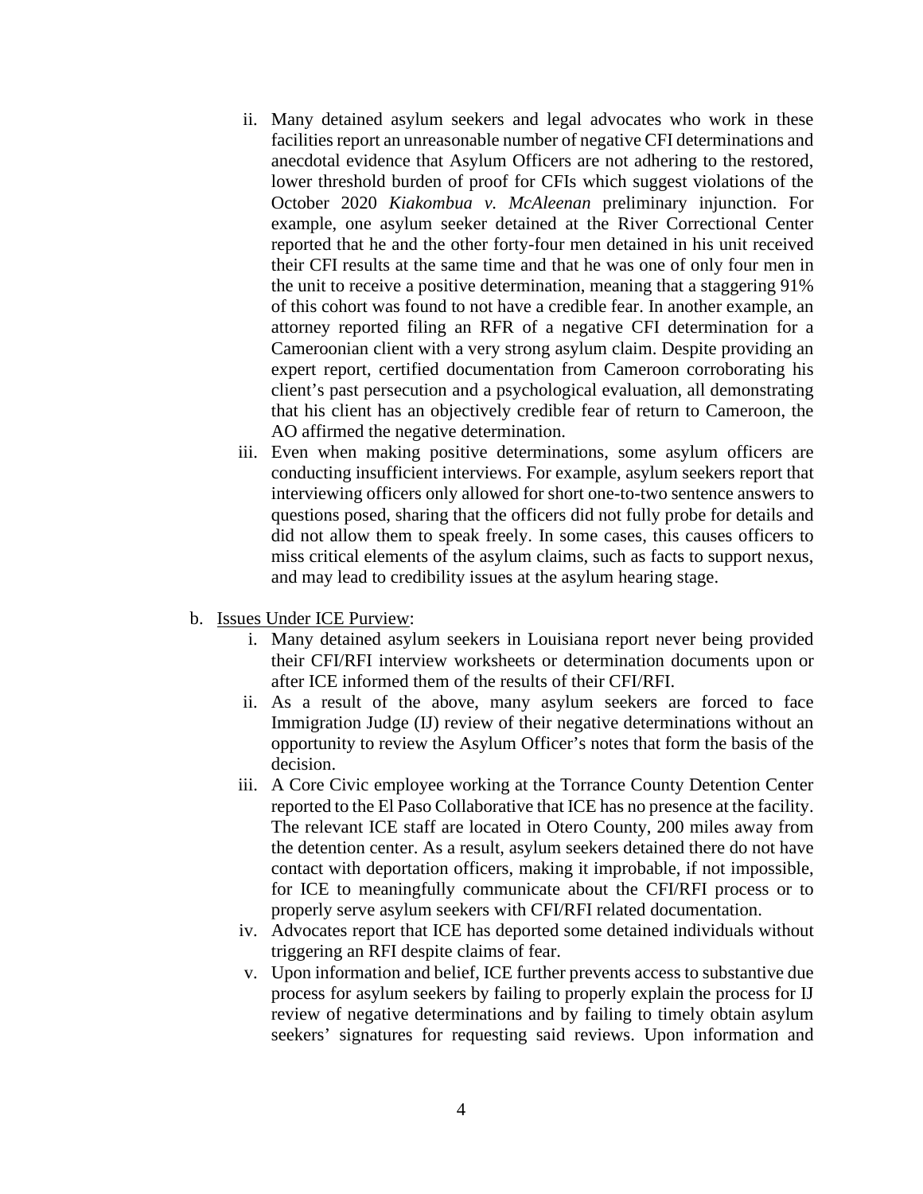ii. Many detained asylum seekers and legal advocates who work in these facilities report an unreasonable number of negative CFI determinations and anecdotal evidence that Asylum Officers are not adhering to the restored, lower threshold burden of proof for CFIs which suggest violations of the October 2020 *Kiakombua v. McAleenan* preliminary injunction. For example, one asylum seeker detained at the River Correctional Center reported that he and the other forty-four men detained in his unit received their CFI results at the same time and that he was one of only four men in the unit to receive a positive determination, meaning that a staggering 91% of this cohort was found to not have a credible fear. In another example, an attorney reported filing an RFR of a negative CFI determination for a Cameroonian client with a very strong asylum claim. Despite providing an expert report, certified documentation from Cameroon corroborating his client's past persecution and a psychological evaluation, all demonstrating that his client has an objectively credible fear of return to Cameroon, the AO affirmed the negative determination.

   iii. Even when making positive determinations, some asylum officers are conducting insufficient interviews. For example, asylum seekers report that interviewing officers only allowed for short one-to-two sentence answers to questions posed, sharing that the officers did not fully probe for details and did not allow them to speak freely. In some cases, this causes officers to miss critical elements of the asylum claims, such as facts to support nexus, and may lead to credibility issues at the asylum hearing stage.

b. <u>Issues Under ICE Purview</u>:

   i. Many detained asylum seekers in Louisiana report never being provided their CFI/RFI interview worksheets or determination documents upon or after ICE informed them of the results of their CFI/RFI.

   ii. As a result of the above, many asylum seekers are forced to face Immigration Judge (IJ) review of their negative determinations without an opportunity to review the Asylum Officer's notes that form the basis of the decision.

   iii. A Core Civic employee working at the Torrance County Detention Center reported to the El Paso Collaborative that ICE has no presence at the facility. The relevant ICE staff are located in Otero County, 200 miles away from the detention center. As a result, asylum seekers detained there do not have contact with deportation officers, making it improbable, if not impossible, for ICE to meaningfully communicate about the CFI/RFI process or to properly serve asylum seekers with CFI/RFI related documentation.

   iv. Advocates report that ICE has deported some detained individuals without triggering an RFI despite claims of fear.

   v. Upon information and belief, ICE further prevents access to substantive due process for asylum seekers by failing to properly explain the process for IJ review of negative determinations and by failing to timely obtain asylum seekers' signatures for requesting said reviews. Upon information and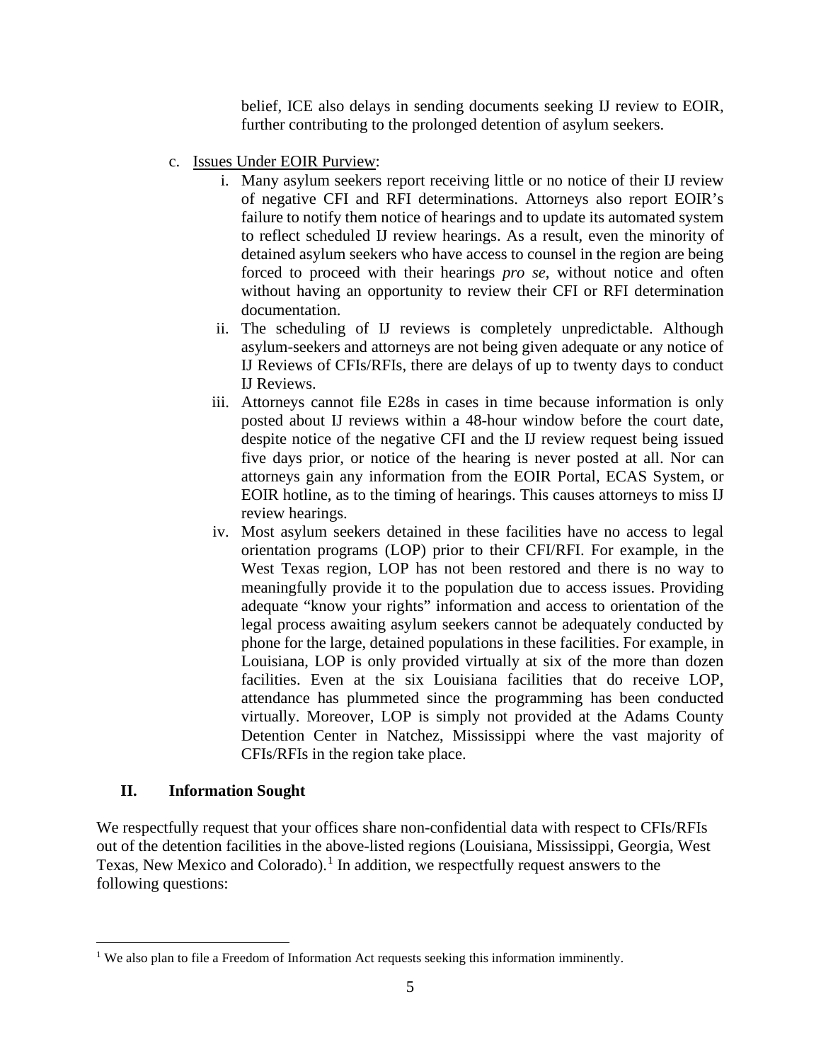belief, ICE also delays in sending documents seeking IJ review to EOIR, further contributing to the prolonged detention of asylum seekers.

c. Issues Under EOIR Purview:

   i. Many asylum seekers report receiving little or no notice of their IJ review of negative CFI and RFI determinations. Attorneys also report EOIR's failure to notify them notice of hearings and to update its automated system to reflect scheduled IJ review hearings. As a result, even the minority of detained asylum seekers who have access to counsel in the region are being forced to proceed with their hearings *pro se*, without notice and often without having an opportunity to review their CFI or RFI determination documentation.

   ii. The scheduling of IJ reviews is completely unpredictable. Although asylum-seekers and attorneys are not being given adequate or any notice of IJ Reviews of CFIs/RFIs, there are delays of up to twenty days to conduct IJ Reviews.

   iii. Attorneys cannot file E28s in cases in time because information is only posted about IJ reviews within a 48-hour window before the court date, despite notice of the negative CFI and the IJ review request being issued five days prior, or notice of the hearing is never posted at all. Nor can attorneys gain any information from the EOIR Portal, ECAS System, or EOIR hotline, as to the timing of hearings. This causes attorneys to miss IJ review hearings.

   iv. Most asylum seekers detained in these facilities have no access to legal orientation programs (LOP) prior to their CFI/RFI. For example, in the West Texas region, LOP has not been restored and there is no way to meaningfully provide it to the population due to access issues. Providing adequate "know your rights" information and access to orientation of the legal process awaiting asylum seekers cannot be adequately conducted by phone for the large, detained populations in these facilities. For example, in Louisiana, LOP is only provided virtually at six of the more than dozen facilities. Even at the six Louisiana facilities that do receive LOP, attendance has plummeted since the programming has been conducted virtually. Moreover, LOP is simply not provided at the Adams County Detention Center in Natchez, Mississippi where the vast majority of CFIs/RFIs in the region take place.

## II. Information Sought

We respectfully request that your offices share non-confidential data with respect to CFIs/RFIs out of the detention facilities in the above-listed regions (Louisiana, Mississippi, Georgia, West Texas, New Mexico and Colorado).[1] In addition, we respectfully request answers to the following questions:

[1] We also plan to file a Freedom of Information Act requests seeking this information imminently.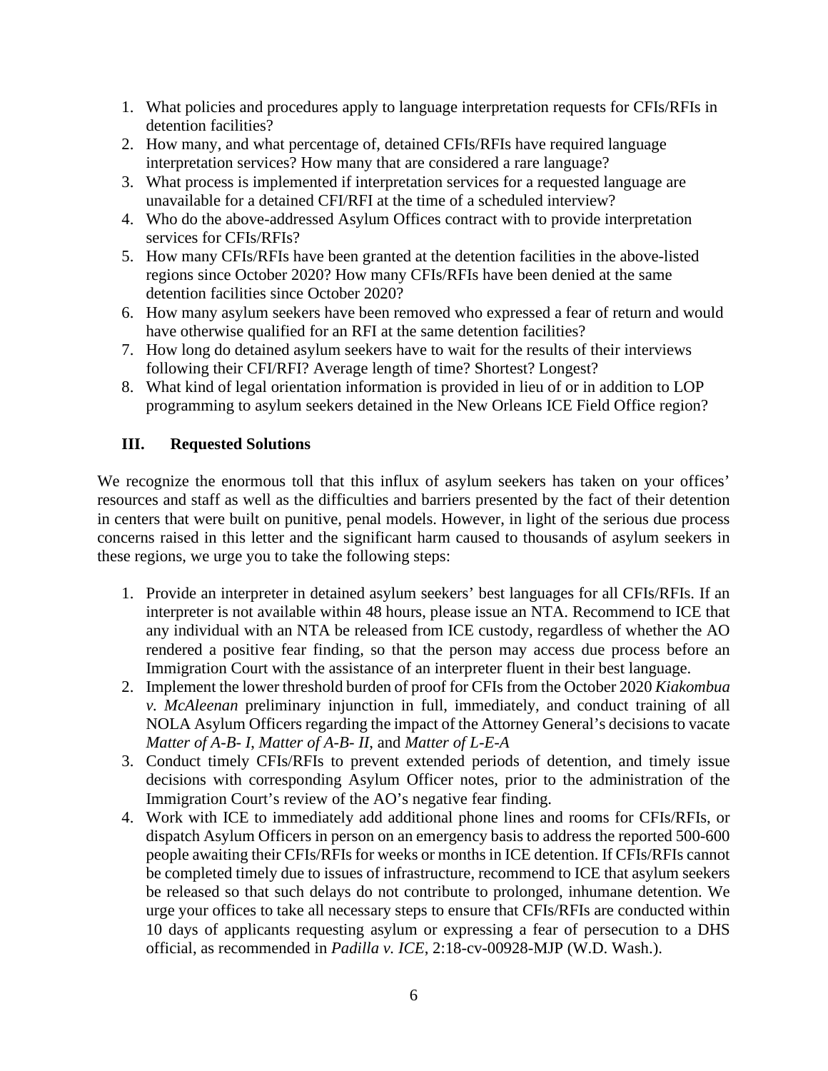1. What policies and procedures apply to language interpretation requests for CFIs/RFIs in detention facilities?
2. How many, and what percentage of, detained CFIs/RFIs have required language interpretation services? How many that are considered a rare language?
3. What process is implemented if interpretation services for a requested language are unavailable for a detained CFI/RFI at the time of a scheduled interview?
4. Who do the above-addressed Asylum Offices contract with to provide interpretation services for CFIs/RFIs?
5. How many CFIs/RFIs have been granted at the detention facilities in the above-listed regions since October 2020? How many CFIs/RFIs have been denied at the same detention facilities since October 2020?
6. How many asylum seekers have been removed who expressed a fear of return and would have otherwise qualified for an RFI at the same detention facilities?
7. How long do detained asylum seekers have to wait for the results of their interviews following their CFI/RFI? Average length of time? Shortest? Longest?
8. What kind of legal orientation information is provided in lieu of or in addition to LOP programming to asylum seekers detained in the New Orleans ICE Field Office region?

## III. Requested Solutions

We recognize the enormous toll that this influx of asylum seekers has taken on your offices' resources and staff as well as the difficulties and barriers presented by the fact of their detention in centers that were built on punitive, penal models. However, in light of the serious due process concerns raised in this letter and the significant harm caused to thousands of asylum seekers in these regions, we urge you to take the following steps:

1. Provide an interpreter in detained asylum seekers' best languages for all CFIs/RFIs. If an interpreter is not available within 48 hours, please issue an NTA. Recommend to ICE that any individual with an NTA be released from ICE custody, regardless of whether the AO rendered a positive fear finding, so that the person may access due process before an Immigration Court with the assistance of an interpreter fluent in their best language.
2. Implement the lower threshold burden of proof for CFIs from the October 2020 *Kiakombua v. McAleenan* preliminary injunction in full, immediately, and conduct training of all NOLA Asylum Officers regarding the impact of the Attorney General's decisions to vacate *Matter of A-B- I*, *Matter of A-B- II*, and *Matter of L-E-A*
3. Conduct timely CFIs/RFIs to prevent extended periods of detention, and timely issue decisions with corresponding Asylum Officer notes, prior to the administration of the Immigration Court's review of the AO's negative fear finding.
4. Work with ICE to immediately add additional phone lines and rooms for CFIs/RFIs, or dispatch Asylum Officers in person on an emergency basis to address the reported 500-600 people awaiting their CFIs/RFIs for weeks or months in ICE detention. If CFIs/RFIs cannot be completed timely due to issues of infrastructure, recommend to ICE that asylum seekers be released so that such delays do not contribute to prolonged, inhumane detention. We urge your offices to take all necessary steps to ensure that CFIs/RFIs are conducted within 10 days of applicants requesting asylum or expressing a fear of persecution to a DHS official, as recommended in *Padilla v. ICE*, 2:18-cv-00928-MJP (W.D. Wash.).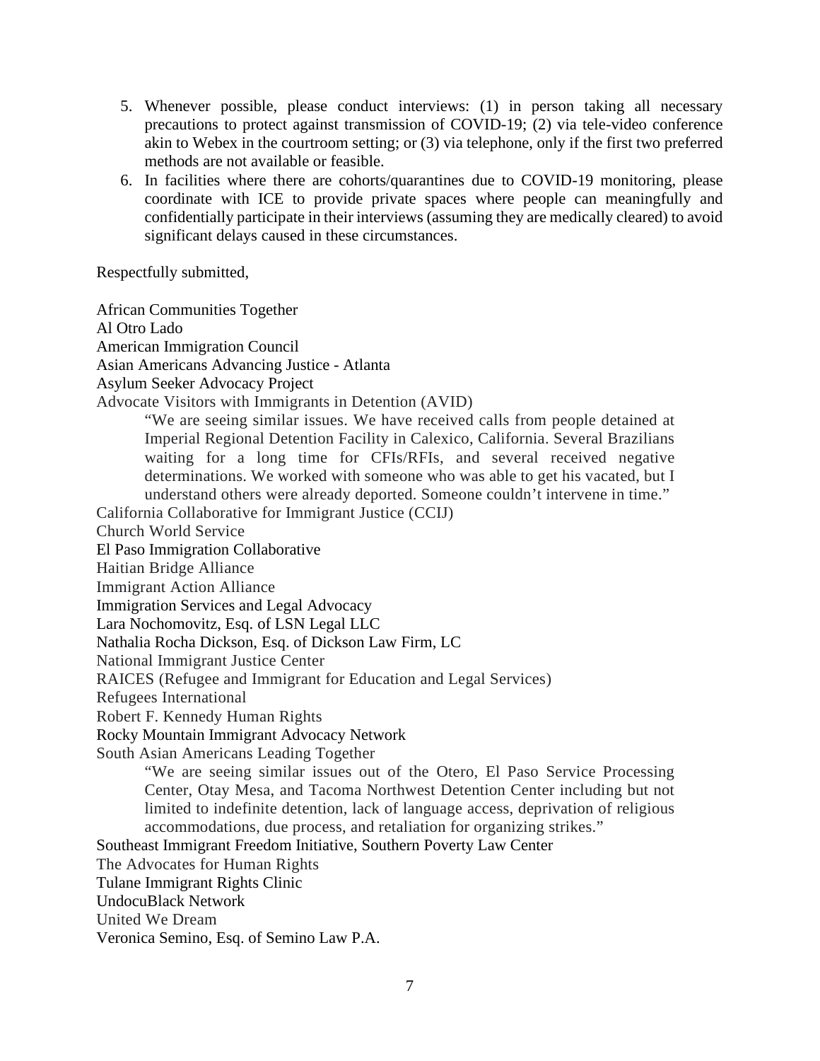5. Whenever possible, please conduct interviews: (1) in person taking all necessary precautions to protect against transmission of COVID-19; (2) via tele-video conference akin to Webex in the courtroom setting; or (3) via telephone, only if the first two preferred methods are not available or feasible.
6. In facilities where there are cohorts/quarantines due to COVID-19 monitoring, please coordinate with ICE to provide private spaces where people can meaningfully and confidentially participate in their interviews (assuming they are medically cleared) to avoid significant delays caused in these circumstances.

Respectfully submitted,

African Communities Together
Al Otro Lado
American Immigration Council
Asian Americans Advancing Justice - Atlanta
Asylum Seeker Advocacy Project
Advocate Visitors with Immigrants in Detention (AVID)

> "We are seeing similar issues. We have received calls from people detained at Imperial Regional Detention Facility in Calexico, California. Several Brazilians waiting for a long time for CFIs/RFIs, and several received negative determinations. We worked with someone who was able to get his vacated, but I understand others were already deported. Someone couldn't intervene in time."

California Collaborative for Immigrant Justice (CCIJ)
Church World Service
El Paso Immigration Collaborative
Haitian Bridge Alliance
Immigrant Action Alliance
Immigration Services and Legal Advocacy
Lara Nochomovitz, Esq. of LSN Legal LLC
Nathalia Rocha Dickson, Esq. of Dickson Law Firm, LC
National Immigrant Justice Center
RAICES (Refugee and Immigrant for Education and Legal Services)
Refugees International
Robert F. Kennedy Human Rights
Rocky Mountain Immigrant Advocacy Network
South Asian Americans Leading Together

> "We are seeing similar issues out of the Otero, El Paso Service Processing Center, Otay Mesa, and Tacoma Northwest Detention Center including but not limited to indefinite detention, lack of language access, deprivation of religious accommodations, due process, and retaliation for organizing strikes."

Southeast Immigrant Freedom Initiative, Southern Poverty Law Center
The Advocates for Human Rights
Tulane Immigrant Rights Clinic
UndocuBlack Network
United We Dream
Veronica Semino, Esq. of Semino Law P.A.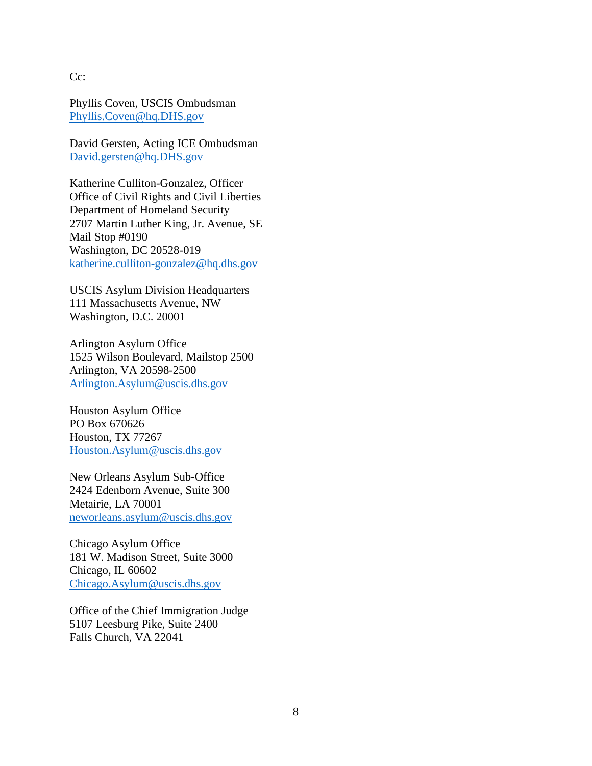Cc:

Phyllis Coven, USCIS Ombudsman
Phyllis.Coven@hq.DHS.gov

David Gersten, Acting ICE Ombudsman
David.gersten@hq.DHS.gov

Katherine Culliton-Gonzalez, Officer
Office of Civil Rights and Civil Liberties
Department of Homeland Security
2707 Martin Luther King, Jr. Avenue, SE
Mail Stop #0190
Washington, DC 20528-019
katherine.culliton-gonzalez@hq.dhs.gov

USCIS Asylum Division Headquarters
111 Massachusetts Avenue, NW
Washington, D.C. 20001

Arlington Asylum Office
1525 Wilson Boulevard, Mailstop 2500
Arlington, VA 20598-2500
Arlington.Asylum@uscis.dhs.gov

Houston Asylum Office
PO Box 670626
Houston, TX 77267
Houston.Asylum@uscis.dhs.gov

New Orleans Asylum Sub-Office
2424 Edenborn Avenue, Suite 300
Metairie, LA 70001
neworleans.asylum@uscis.dhs.gov

Chicago Asylum Office
181 W. Madison Street, Suite 3000
Chicago, IL 60602
Chicago.Asylum@uscis.dhs.gov

Office of the Chief Immigration Judge
5107 Leesburg Pike, Suite 2400
Falls Church, VA 22041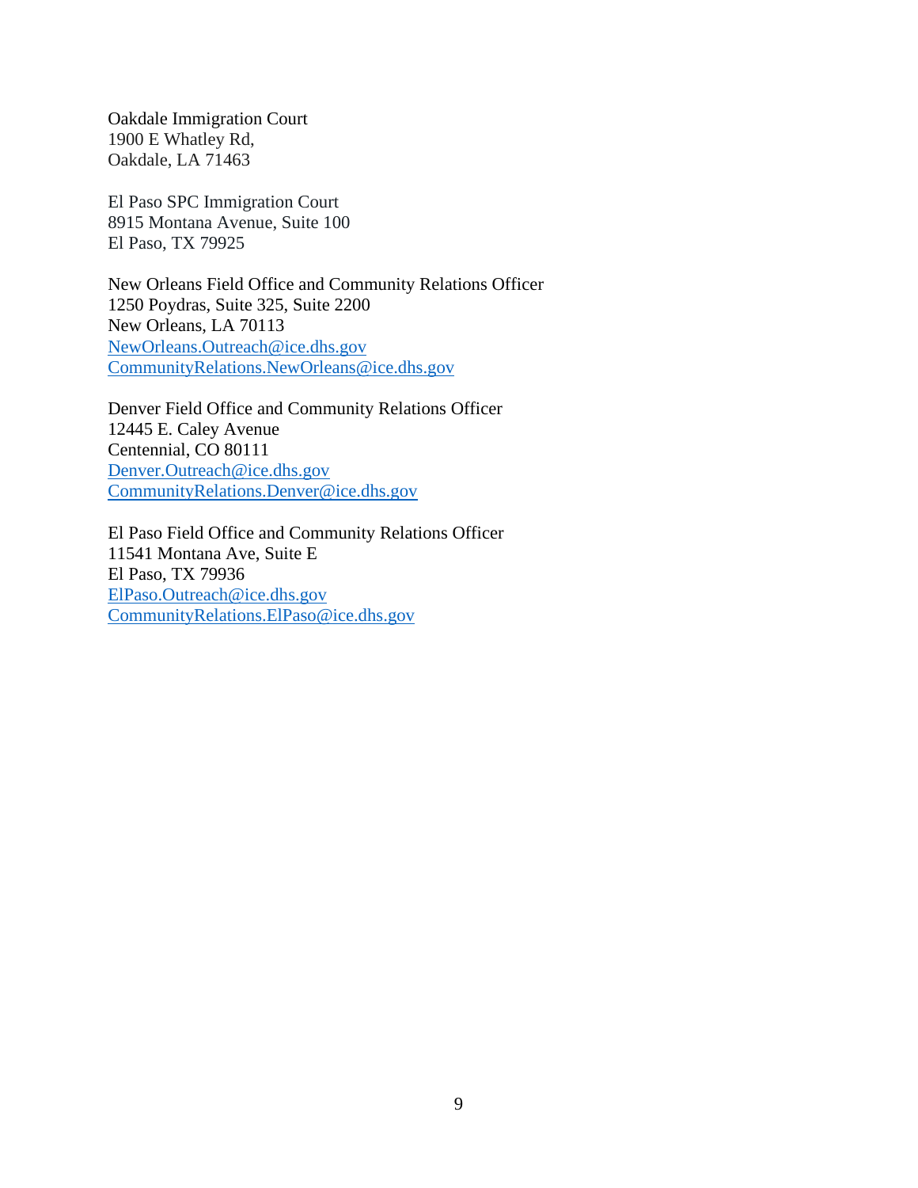Oakdale Immigration Court
1900 E Whatley Rd,
Oakdale, LA 71463

El Paso SPC Immigration Court
8915 Montana Avenue, Suite 100
El Paso, TX 79925

New Orleans Field Office and Community Relations Officer
1250 Poydras, Suite 325, Suite 2200
New Orleans, LA 70113
NewOrleans.Outreach@ice.dhs.gov
CommunityRelations.NewOrleans@ice.dhs.gov

Denver Field Office and Community Relations Officer
12445 E. Caley Avenue
Centennial, CO 80111
Denver.Outreach@ice.dhs.gov
CommunityRelations.Denver@ice.dhs.gov

El Paso Field Office and Community Relations Officer
11541 Montana Ave, Suite E
El Paso, TX 79936
ElPaso.Outreach@ice.dhs.gov
CommunityRelations.ElPaso@ice.dhs.gov